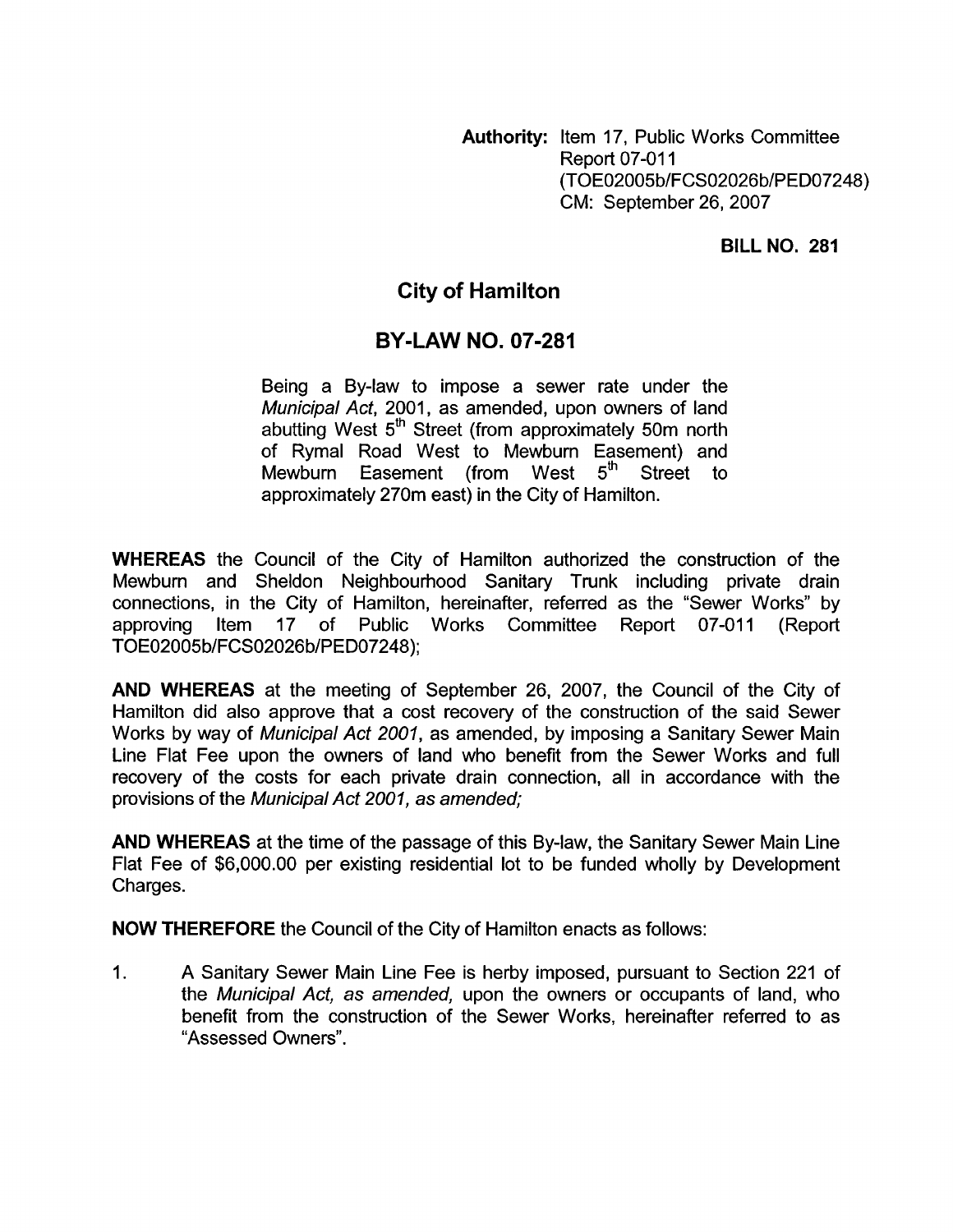**Authority:** Item 17, Public Works Committee Report 07-011 (TOE02005b/FCS02026b/PED07248) CM: September 26, 2007

**BILL NO. 281**

## City of Hamilton

## BY-LAW NO. 07-281

Being a By-law to impose a sewer rate under the *Municipal Act*, 2001, as amended, upon owners of land abutting West 5th Street (from approximately 50m north of Rymal Road West to Mewburn Easement) and Mewburn Easement (from West 5th Street to approximately 270m east) in the City of Hamilton.

**WHEREAS** the Council of the City of Hamilton authorized the construction of the Mewburn and Sheldon Neighbourhood Sanitary Trunk including private drain connections, in the City of Hamilton, hereinafter, referred as the "Sewer Works" by approving Item 17 of Public Works Committee Report 07-011 (Report TOE02005b/FCS02026b/PED07248);

**AND WHEREAS** at the meeting of September 26, 2007, the Council of the City of Hamilton did also approve that a cost recovery of the construction of the said Sewer Works by way of *Municipal Act 2001*, as amended, by imposing a Sanitary Sewer Main Line Flat Fee upon the owners of land who benefit from the Sewer Works and full recovery of the costs for each private drain connection, all in accordance with the provisions of the *Municipal Act 2001, as amended;*

**AND WHEREAS** at the time of the passage of this By-law, the Sanitary Sewer Main Line Flat Fee of $6,000.00 per existing residential lot to be funded wholly by Development Charges.

**NOW THEREFORE** the Council of the City of Hamilton enacts as follows:

1. A Sanitary Sewer Main Line Fee is herby imposed, pursuant to Section 221 of the *Municipal Act, as amended,* upon the owners or occupants of land, who benefit from the construction of the Sewer Works, hereinafter referred to as "Assessed Owners".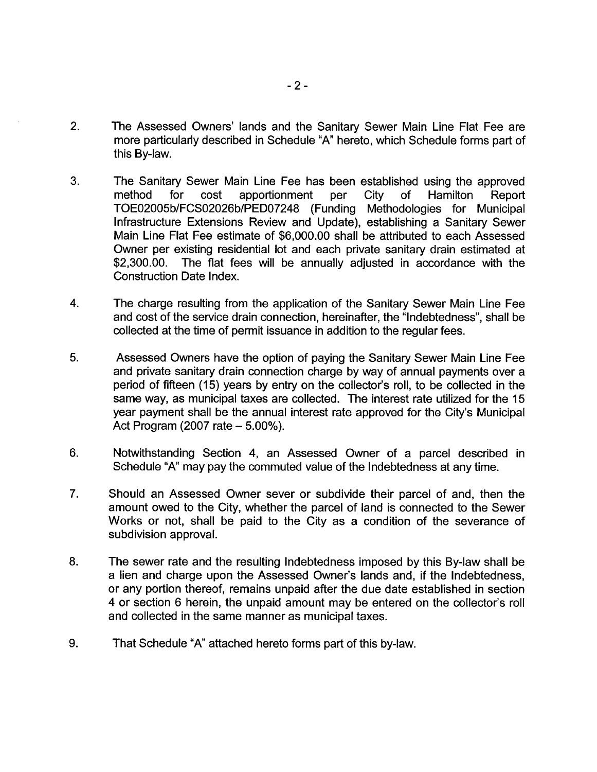2. The Assessed Owners' lands and the Sanitary Sewer Main Line Flat Fee are more particularly described in Schedule "A" hereto, which Schedule forms part of this By-law.

3. The Sanitary Sewer Main Line Fee has been established using the approved method for cost apportionment per City of Hamilton Report TOE02005b/FCS02026b/PED07248 (Funding Methodologies for Municipal Infrastructure Extensions Review and Update), establishing a Sanitary Sewer Main Line Flat Fee estimate of $6,000.00 shall be attributed to each Assessed Owner per existing residential lot and each private sanitary drain estimated at $2,300.00. The flat fees will be annually adjusted in accordance with the Construction Date Index.

4. The charge resulting from the application of the Sanitary Sewer Main Line Fee and cost of the service drain connection, hereinafter, the "Indebtedness", shall be collected at the time of permit issuance in addition to the regular fees.

5. Assessed Owners have the option of paying the Sanitary Sewer Main Line Fee and private sanitary drain connection charge by way of annual payments over a period of fifteen (15) years by entry on the collector's roll, to be collected in the same way, as municipal taxes are collected. The interest rate utilized for the 15 year payment shall be the annual interest rate approved for the City's Municipal Act Program (2007 rate – 5.00%).

6. Notwithstanding Section 4, an Assessed Owner of a parcel described in Schedule "A" may pay the commuted value of the Indebtedness at any time.

7. Should an Assessed Owner sever or subdivide their parcel of and, then the amount owed to the City, whether the parcel of land is connected to the Sewer Works or not, shall be paid to the City as a condition of the severance of subdivision approval.

8. The sewer rate and the resulting Indebtedness imposed by this By-law shall be a lien and charge upon the Assessed Owner's lands and, if the Indebtedness, or any portion thereof, remains unpaid after the due date established in section 4 or section 6 herein, the unpaid amount may be entered on the collector's roll and collected in the same manner as municipal taxes.

9. That Schedule "A" attached hereto forms part of this by-law.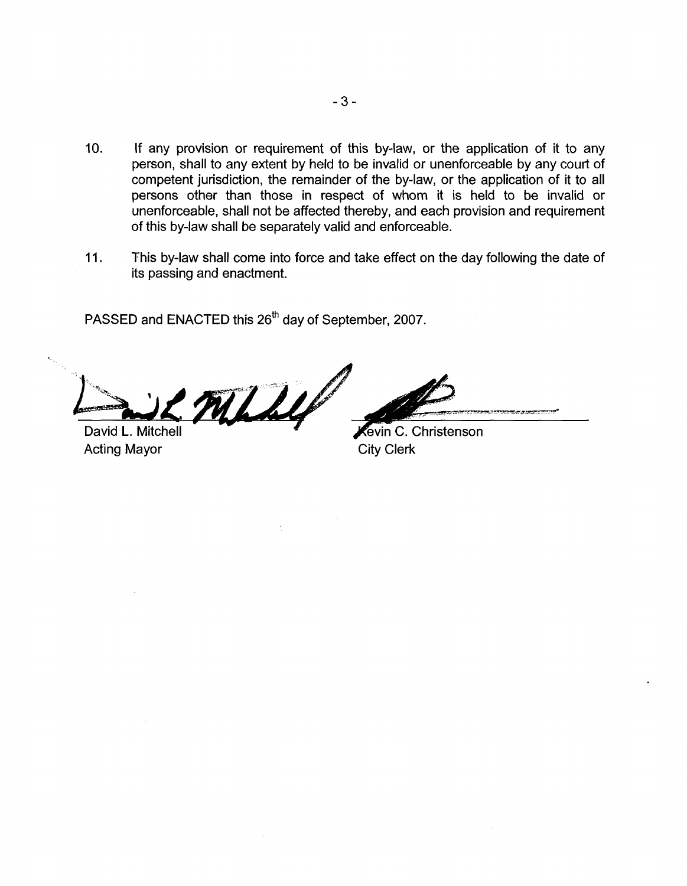10. If any provision or requirement of this by-law, or the application of it to any person, shall to any extent by held to be invalid or unenforceable by any court of competent jurisdiction, the remainder of the by-law, or the application of it to all persons other than those in respect of whom it is held to be invalid or unenforceable, shall not be affected thereby, and each provision and requirement of this by-law shall be separately valid and enforceable.

11. This by-law shall come into force and take effect on the day following the date of its passing and enactment.

PASSED and ENACTED this 26th day of September, 2007.

David L. Mitchell
Acting Mayor

Kevin C. Christenson
City Clerk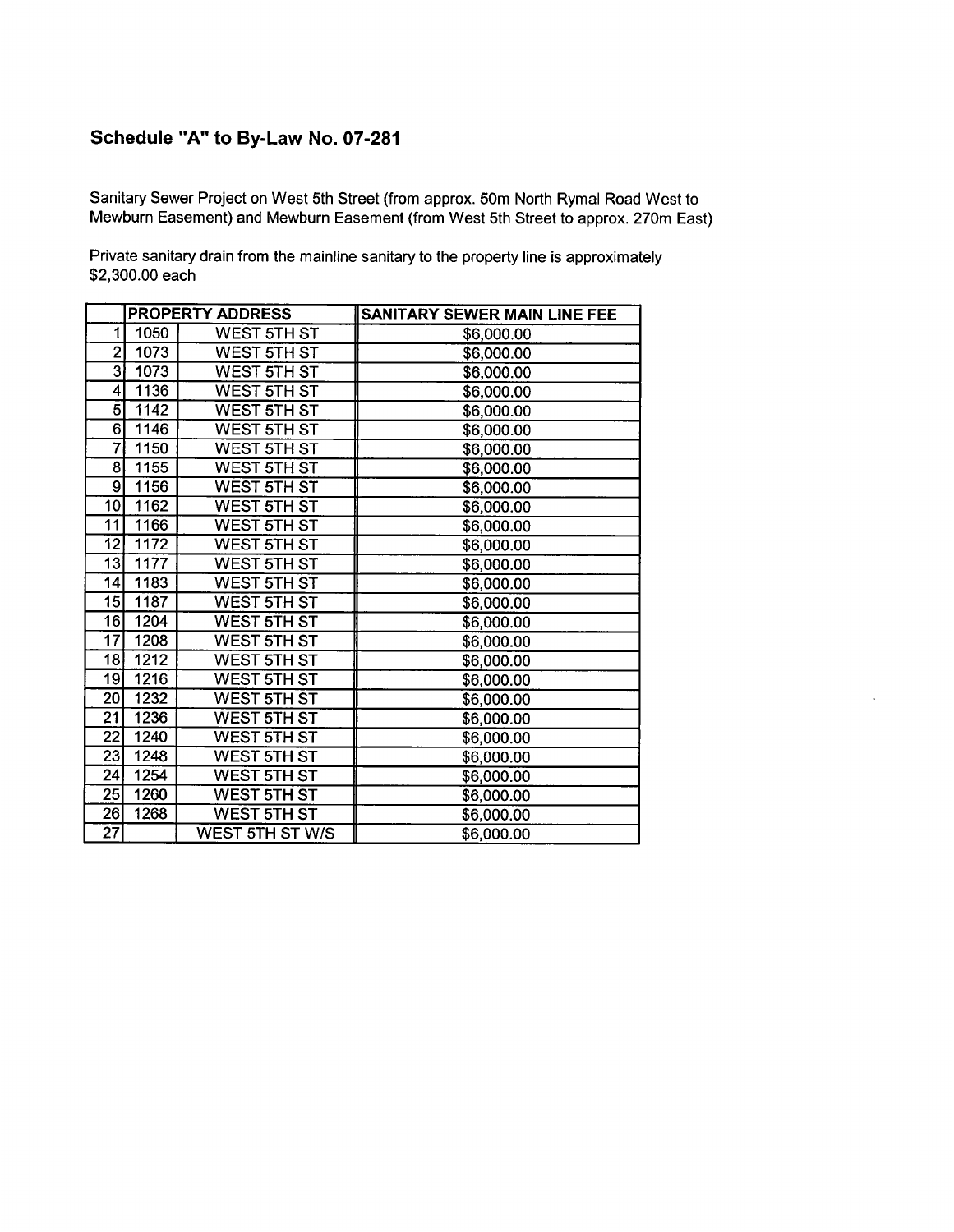## Schedule "A" to By-Law No. 07-281

Sanitary Sewer Project on West 5th Street (from approx. 50m North Rymal Road West to Mewburn Easement) and Mewburn Easement (from West 5th Street to approx. 270m East)

Private sanitary drain from the mainline sanitary to the property line is approximately $2,300.00 each

| | PROPERTY ADDRESS | | SANITARY SEWER MAIN LINE FEE |
|---|---|---|---|
| 1 | 1050 | WEST 5TH ST | $6,000.00 |
| 2 | 1073 | WEST 5TH ST | $6,000.00 |
| 3 | 1073 | WEST 5TH ST | $6,000.00 |
| 4 | 1136 | WEST 5TH ST | $6,000.00 |
| 5 | 1142 | WEST 5TH ST | $6,000.00 |
| 6 | 1146 | WEST 5TH ST | $6,000.00 |
| 7 | 1150 | WEST 5TH ST | $6,000.00 |
| 8 | 1155 | WEST 5TH ST | $6,000.00 |
| 9 | 1156 | WEST 5TH ST | $6,000.00 |
| 10 | 1162 | WEST 5TH ST | $6,000.00 |
| 11 | 1166 | WEST 5TH ST | $6,000.00 |
| 12 | 1172 | WEST 5TH ST | $6,000.00 |
| 13 | 1177 | WEST 5TH ST | $6,000.00 |
| 14 | 1183 | WEST 5TH ST | $6,000.00 |
| 15 | 1187 | WEST 5TH ST | $6,000.00 |
| 16 | 1204 | WEST 5TH ST | $6,000.00 |
| 17 | 1208 | WEST 5TH ST | $6,000.00 |
| 18 | 1212 | WEST 5TH ST | $6,000.00 |
| 19 | 1216 | WEST 5TH ST | $6,000.00 |
| 20 | 1232 | WEST 5TH ST | $6,000.00 |
| 21 | 1236 | WEST 5TH ST | $6,000.00 |
| 22 | 1240 | WEST 5TH ST | $6,000.00 |
| 23 | 1248 | WEST 5TH ST | $6,000.00 |
| 24 | 1254 | WEST 5TH ST | $6,000.00 |
| 25 | 1260 | WEST 5TH ST | $6,000.00 |
| 26 | 1268 | WEST 5TH ST | $6,000.00 |
| 27 | | WEST 5TH ST W/S | $6,000.00 |